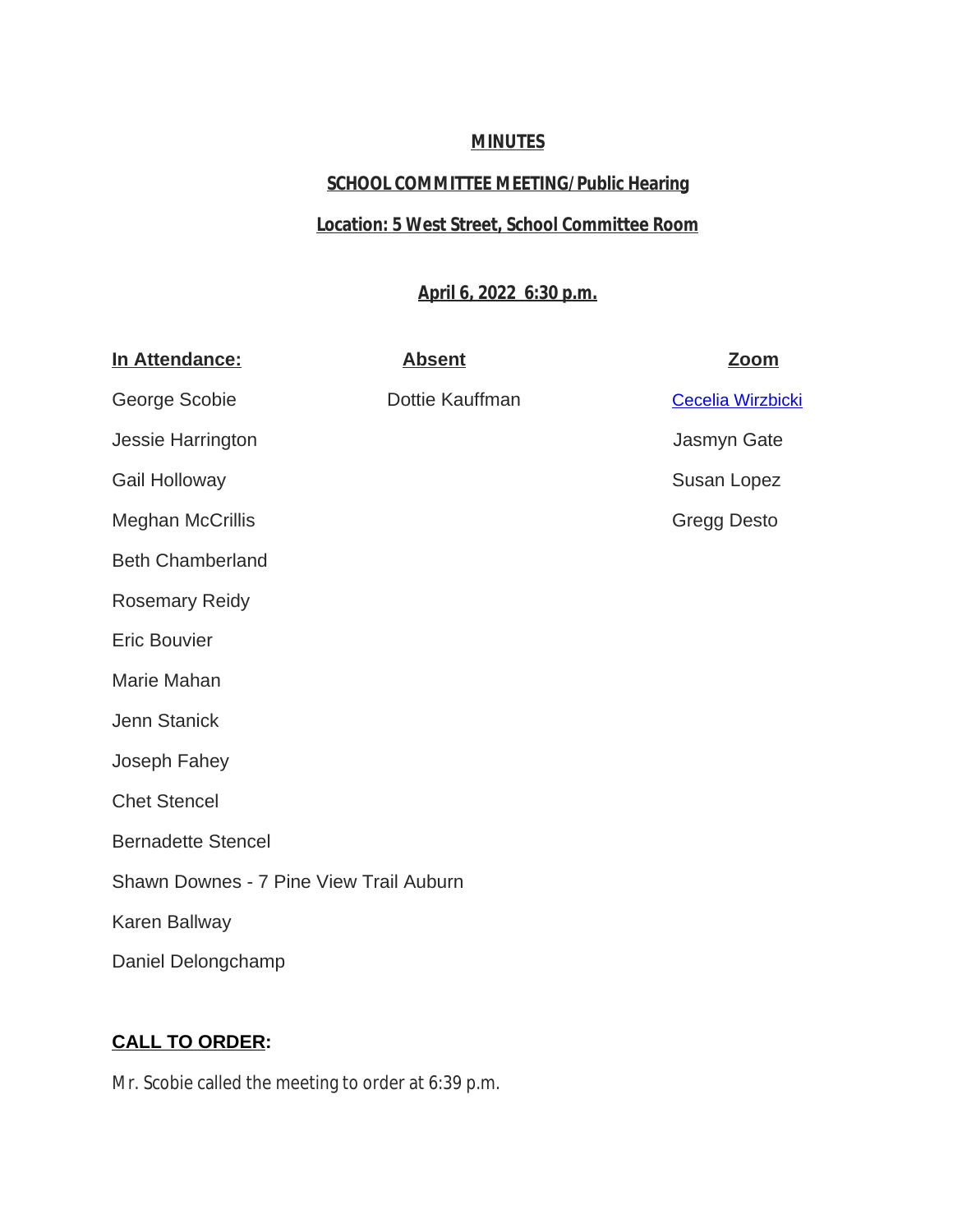**MINUTES**

**SCHOOL COMMITTEE MEETING/Public Hearing**

**Location: 5 West Street, School Committee Room**

**April 6, 2022 6:30 p.m.**

| In Attendance: | Absent | Zoom |
| --- | --- | --- |
| George Scobie | Dottie Kauffman | Cecelia Wirzbicki |
| Jessie Harrington | | Jasmyn Gate |
| Gail Holloway | | Susan Lopez |
| Meghan McCrillis | | Gregg Desto |
| Beth Chamberland | | |
| Rosemary Reidy | | |
| Eric Bouvier | | |
| Marie Mahan | | |
| Jenn Stanick | | |
| Joseph Fahey | | |
| Chet Stencel | | |
| Bernadette Stencel | | |
| Shawn Downes - 7 Pine View Trail Auburn | | |
| Karen Ballway | | |
| Daniel Delongchamp | | |

**CALL TO ORDER:**

Mr. Scobie called the meeting to order at 6:39 p.m.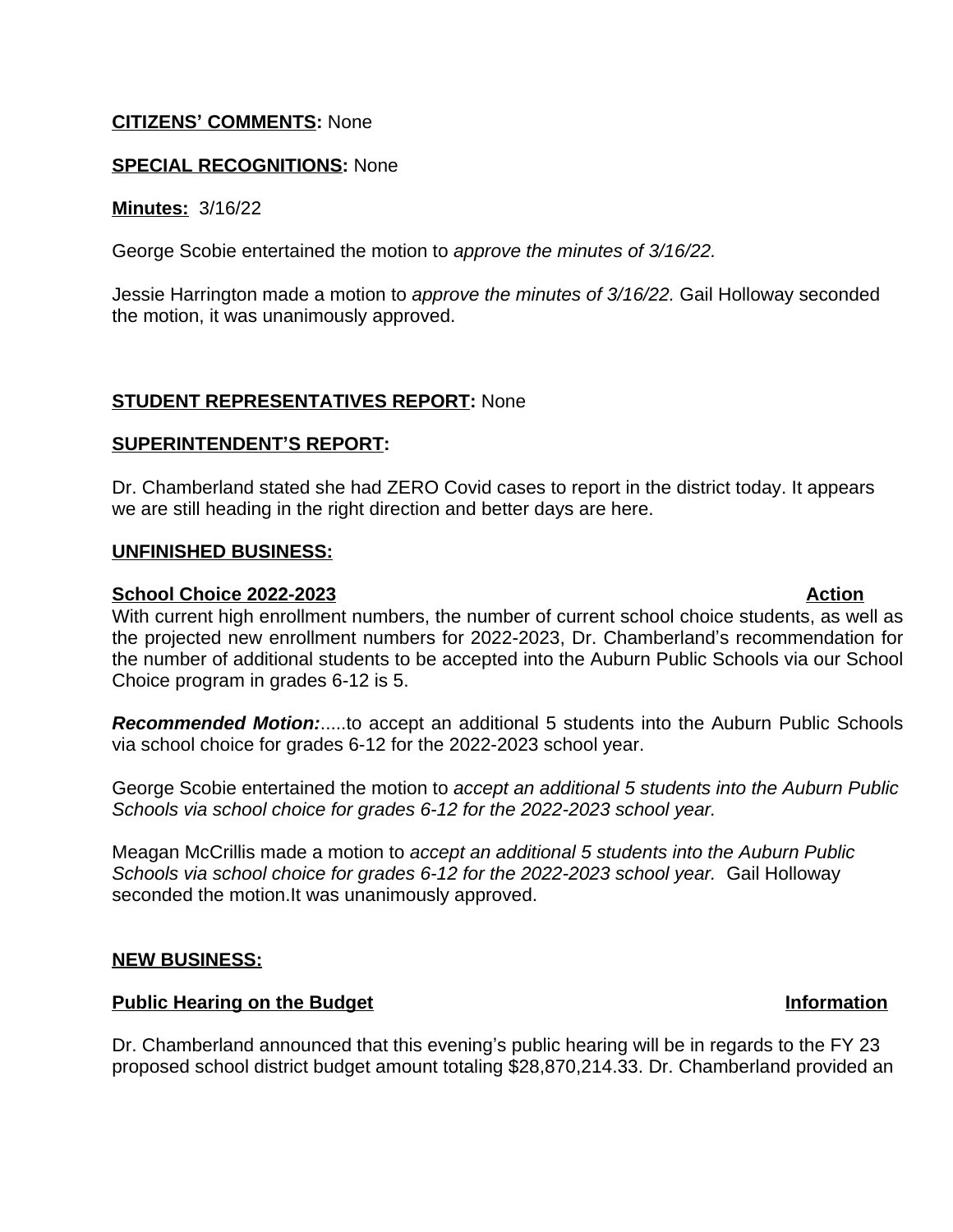**CITIZENS' COMMENTS:** None

**SPECIAL RECOGNITIONS:** None

**Minutes:** 3/16/22

George Scobie entertained the motion to *approve the minutes of 3/16/22.*

Jessie Harrington made a motion to *approve the minutes of 3/16/22.* Gail Holloway seconded the motion, it was unanimously approved.

**STUDENT REPRESENTATIVES REPORT:** None

**SUPERINTENDENT'S REPORT:**

Dr. Chamberland stated she had ZERO Covid cases to report in the district today. It appears we are still heading in the right direction and better days are here.

**UNFINISHED BUSINESS:**

**School Choice 2022-2023** **Action**

With current high enrollment numbers, the number of current school choice students, as well as the projected new enrollment numbers for 2022-2023, Dr. Chamberland's recommendation for the number of additional students to be accepted into the Auburn Public Schools via our School Choice program in grades 6-12 is 5.

***Recommended Motion:***.....to accept an additional 5 students into the Auburn Public Schools via school choice for grades 6-12 for the 2022-2023 school year.

George Scobie entertained the motion to *accept an additional 5 students into the Auburn Public Schools via school choice for grades 6-12 for the 2022-2023 school year.*

Meagan McCrillis made a motion to *accept an additional 5 students into the Auburn Public Schools via school choice for grades 6-12 for the 2022-2023 school year.* Gail Holloway seconded the motion.It was unanimously approved.

**NEW BUSINESS:**

**Public Hearing on the Budget** **Information**

Dr. Chamberland announced that this evening's public hearing will be in regards to the FY 23 proposed school district budget amount totaling $28,870,214.33. Dr. Chamberland provided an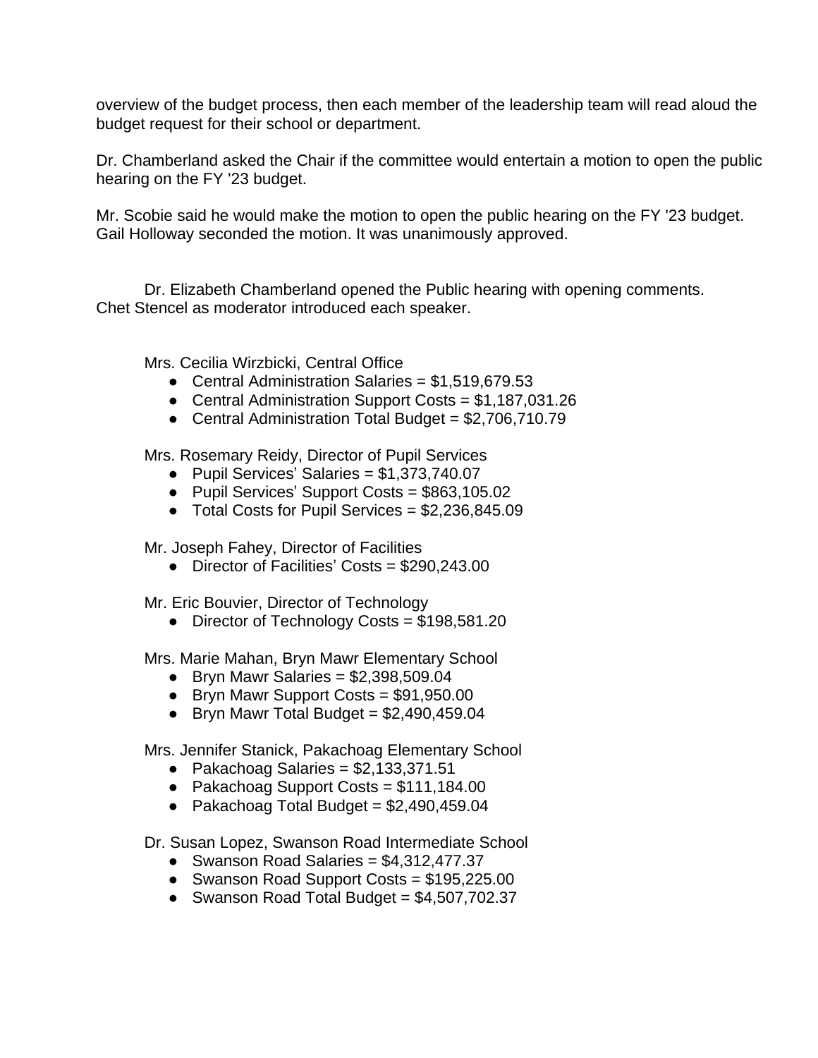overview of the budget process, then each member of the leadership team will read aloud the budget request for their school or department.

Dr. Chamberland asked the Chair if the committee would entertain a motion to open the public hearing on the FY '23 budget.

Mr. Scobie said he would make the motion to open the public hearing on the FY '23 budget. Gail Holloway seconded the motion. It was unanimously approved.

Dr. Elizabeth Chamberland opened the Public hearing with opening comments. Chet Stencel as moderator introduced each speaker.

Mrs. Cecilia Wirzbicki, Central Office

- Central Administration Salaries = $1,519,679.53
- Central Administration Support Costs = $1,187,031.26
- Central Administration Total Budget = $2,706,710.79

Mrs. Rosemary Reidy, Director of Pupil Services

- Pupil Services' Salaries = $1,373,740.07
- Pupil Services' Support Costs = $863,105.02
- Total Costs for Pupil Services = $2,236,845.09

Mr. Joseph Fahey, Director of Facilities

- Director of Facilities' Costs = $290,243.00

Mr. Eric Bouvier, Director of Technology

- Director of Technology Costs = $198,581.20

Mrs. Marie Mahan, Bryn Mawr Elementary School

- Bryn Mawr Salaries = $2,398,509.04
- Bryn Mawr Support Costs = $91,950.00
- Bryn Mawr Total Budget = $2,490,459.04

Mrs. Jennifer Stanick, Pakachoag Elementary School

- Pakachoag Salaries = $2,133,371.51
- Pakachoag Support Costs = $111,184.00
- Pakachoag Total Budget = $2,490,459.04

Dr. Susan Lopez, Swanson Road Intermediate School

- Swanson Road Salaries = $4,312,477.37
- Swanson Road Support Costs = $195,225.00
- Swanson Road Total Budget = $4,507,702.37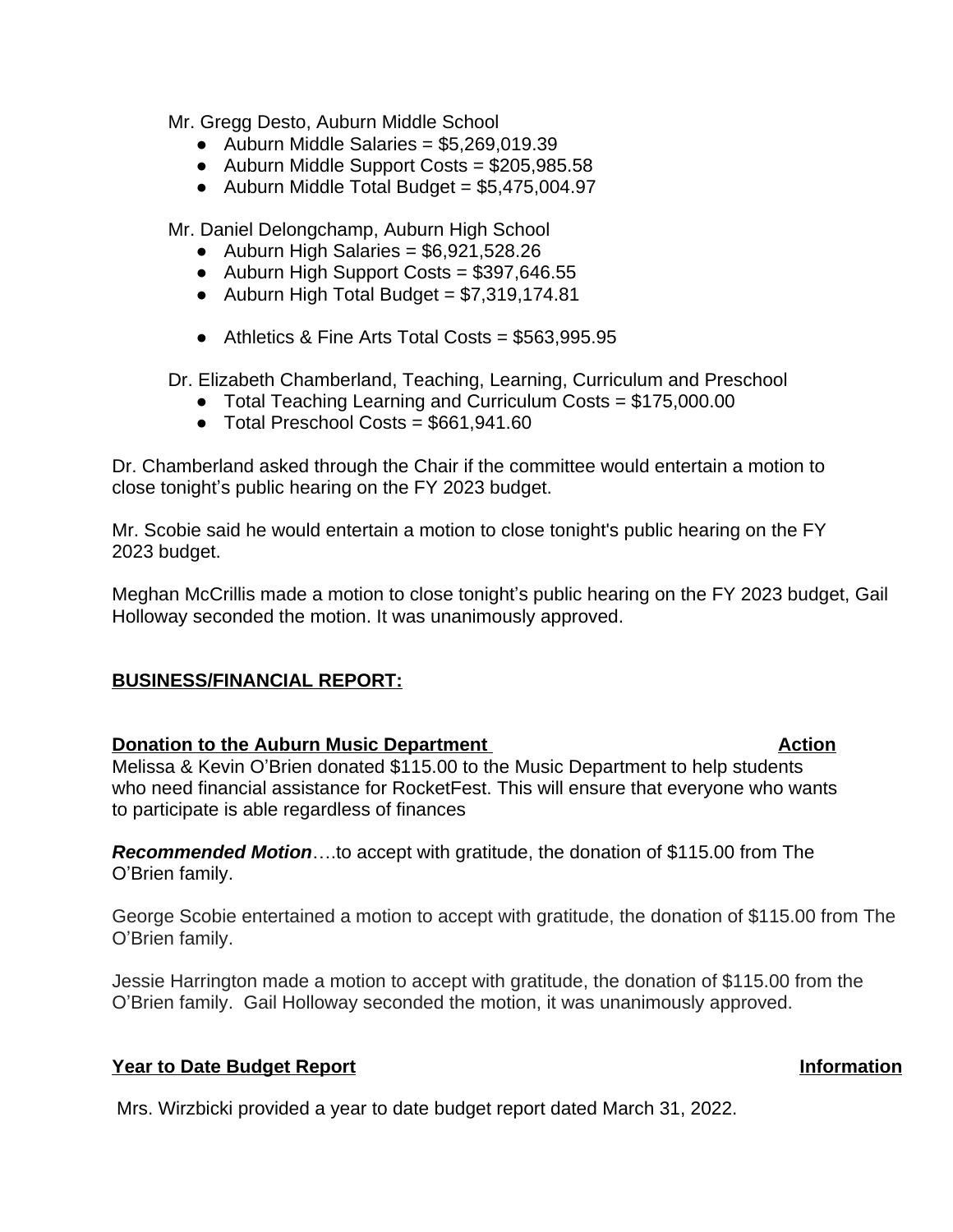Mr. Gregg Desto, Auburn Middle School

- Auburn Middle Salaries = $5,269,019.39
- Auburn Middle Support Costs = $205,985.58
- Auburn Middle Total Budget = $5,475,004.97

Mr. Daniel Delongchamp, Auburn High School

- Auburn High Salaries = $6,921,528.26
- Auburn High Support Costs = $397,646.55
- Auburn High Total Budget = $7,319,174.81
- Athletics & Fine Arts Total Costs = $563,995.95

Dr. Elizabeth Chamberland, Teaching, Learning, Curriculum and Preschool

- Total Teaching Learning and Curriculum Costs = $175,000.00
- Total Preschool Costs = $661,941.60

Dr. Chamberland asked through the Chair if the committee would entertain a motion to close tonight's public hearing on the FY 2023 budget.

Mr. Scobie said he would entertain a motion to close tonight's public hearing on the FY 2023 budget.

Meghan McCrillis made a motion to close tonight's public hearing on the FY 2023 budget, Gail Holloway seconded the motion. It was unanimously approved.

## BUSINESS/FINANCIAL REPORT:

**Donation to the Auburn Music Department** **Action**

Melissa & Kevin O'Brien donated $115.00 to the Music Department to help students who need financial assistance for RocketFest. This will ensure that everyone who wants to participate is able regardless of finances

***Recommended Motion***….to accept with gratitude, the donation of $115.00 from The O'Brien family.

George Scobie entertained a motion to accept with gratitude, the donation of $115.00 from The O'Brien family.

Jessie Harrington made a motion to accept with gratitude, the donation of $115.00 from the O'Brien family. Gail Holloway seconded the motion, it was unanimously approved.

**Year to Date Budget Report** **Information**

Mrs. Wirzbicki provided a year to date budget report dated March 31, 2022.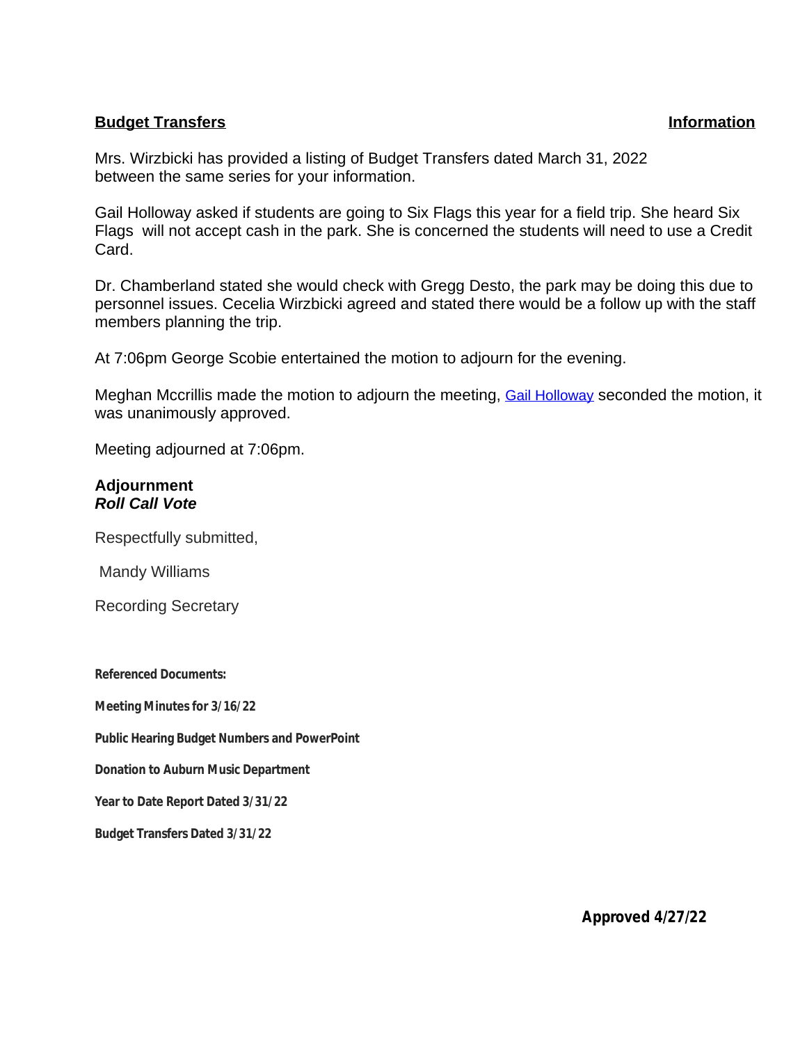**Budget Transfers** **Information**

Mrs. Wirzbicki has provided a listing of Budget Transfers dated March 31, 2022 between the same series for your information.

Gail Holloway asked if students are going to Six Flags this year for a field trip. She heard Six Flags will not accept cash in the park. She is concerned the students will need to use a Credit Card.

Dr. Chamberland stated she would check with Gregg Desto, the park may be doing this due to personnel issues. Cecelia Wirzbicki agreed and stated there would be a follow up with the staff members planning the trip.

At 7:06pm George Scobie entertained the motion to adjourn for the evening.

Meghan Mccrillis made the motion to adjourn the meeting, Gail Holloway seconded the motion, it was unanimously approved.

Meeting adjourned at 7:06pm.

**Adjournment**
***Roll Call Vote***

Respectfully submitted,

Mandy Williams

Recording Secretary

**Referenced Documents:**

**Meeting Minutes for 3/16/22**

**Public Hearing Budget Numbers and PowerPoint**

**Donation to Auburn Music Department**

**Year to Date Report Dated 3/31/22**

**Budget Transfers Dated 3/31/22**

**Approved 4/27/22**